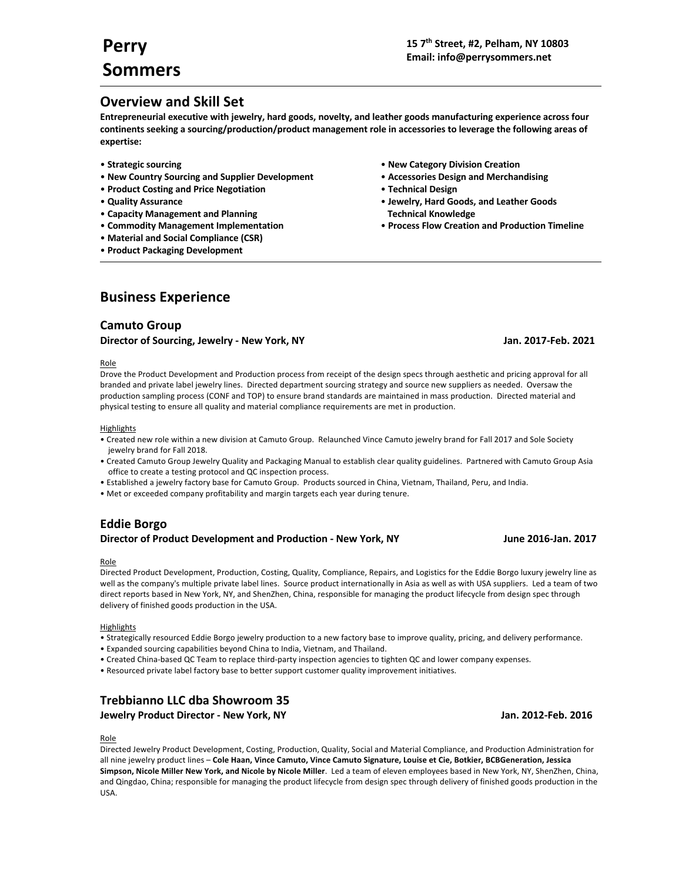# Perry Sommers

**15 7th Street, #2, Pelham, NY 10803**
**Email: info@perrysommers.net**

## Overview and Skill Set

**Entrepreneurial executive with jewelry, hard goods, novelty, and leather goods manufacturing experience across four continents seeking a sourcing/production/product management role in accessories to leverage the following areas of expertise:**

- **Strategic sourcing**
- **New Country Sourcing and Supplier Development**
- **Product Costing and Price Negotiation**
- **Quality Assurance**
- **Capacity Management and Planning**
- **Commodity Management Implementation**
- **Material and Social Compliance (CSR)**
- **Product Packaging Development**
- **New Category Division Creation**
- **Accessories Design and Merchandising**
- **Technical Design**
- **Jewelry, Hard Goods, and Leather Goods Technical Knowledge**
- **Process Flow Creation and Production Timeline**

## Business Experience

### Camuto Group

**Director of Sourcing, Jewelry - New York, NY** — **Jan. 2017-Feb. 2021**

Role

Drove the Product Development and Production process from receipt of the design specs through aesthetic and pricing approval for all branded and private label jewelry lines. Directed department sourcing strategy and source new suppliers as needed. Oversaw the production sampling process (CONF and TOP) to ensure brand standards are maintained in mass production. Directed material and physical testing to ensure all quality and material compliance requirements are met in production.

Highlights

- Created new role within a new division at Camuto Group. Relaunched Vince Camuto jewelry brand for Fall 2017 and Sole Society jewelry brand for Fall 2018.
- Created Camuto Group Jewelry Quality and Packaging Manual to establish clear quality guidelines. Partnered with Camuto Group Asia office to create a testing protocol and QC inspection process.
- Established a jewelry factory base for Camuto Group. Products sourced in China, Vietnam, Thailand, Peru, and India.
- Met or exceeded company profitability and margin targets each year during tenure.

### Eddie Borgo

**Director of Product Development and Production - New York, NY** — **June 2016-Jan. 2017**

Role

Directed Product Development, Production, Costing, Quality, Compliance, Repairs, and Logistics for the Eddie Borgo luxury jewelry line as well as the company's multiple private label lines. Source product internationally in Asia as well as with USA suppliers. Led a team of two direct reports based in New York, NY, and ShenZhen, China, responsible for managing the product lifecycle from design spec through delivery of finished goods production in the USA.

Highlights

- Strategically resourced Eddie Borgo jewelry production to a new factory base to improve quality, pricing, and delivery performance.
- Expanded sourcing capabilities beyond China to India, Vietnam, and Thailand.
- Created China-based QC Team to replace third-party inspection agencies to tighten QC and lower company expenses.
- Resourced private label factory base to better support customer quality improvement initiatives.

### Trebbianno LLC dba Showroom 35

**Jewelry Product Director - New York, NY** — **Jan. 2012-Feb. 2016**

Role

Directed Jewelry Product Development, Costing, Production, Quality, Social and Material Compliance, and Production Administration for all nine jewelry product lines – **Cole Haan, Vince Camuto, Vince Camuto Signature, Louise et Cie, Botkier, BCBGeneration, Jessica Simpson, Nicole Miller New York, and Nicole by Nicole Miller**. Led a team of eleven employees based in New York, NY, ShenZhen, China, and Qingdao, China; responsible for managing the product lifecycle from design spec through delivery of finished goods production in the USA.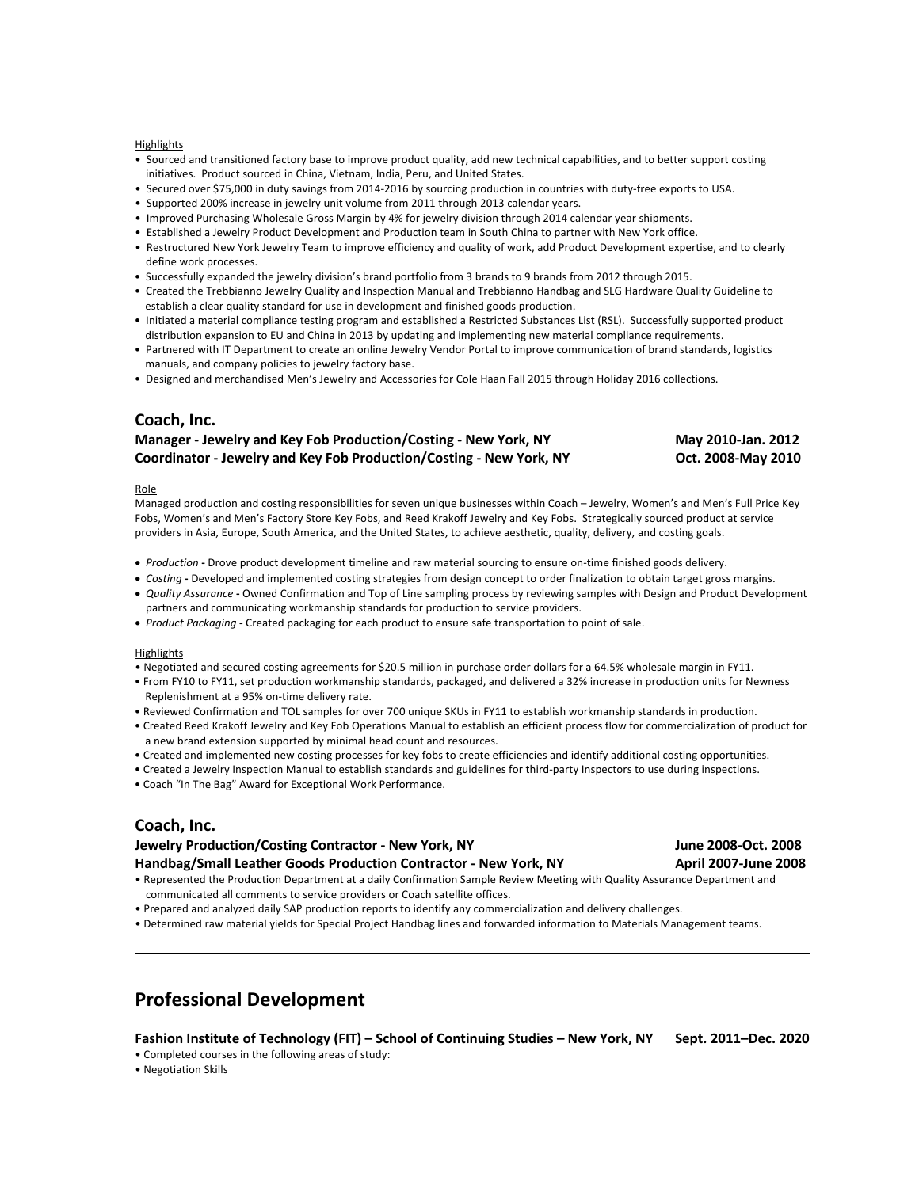Highlights

- Sourced and transitioned factory base to improve product quality, add new technical capabilities, and to better support costing initiatives. Product sourced in China, Vietnam, India, Peru, and United States.
- Secured over $75,000 in duty savings from 2014-2016 by sourcing production in countries with duty-free exports to USA.
- Supported 200% increase in jewelry unit volume from 2011 through 2013 calendar years.
- Improved Purchasing Wholesale Gross Margin by 4% for jewelry division through 2014 calendar year shipments.
- Established a Jewelry Product Development and Production team in South China to partner with New York office.
- Restructured New York Jewelry Team to improve efficiency and quality of work, add Product Development expertise, and to clearly define work processes.
- Successfully expanded the jewelry division's brand portfolio from 3 brands to 9 brands from 2012 through 2015.
- Created the Trebbianno Jewelry Quality and Inspection Manual and Trebbianno Handbag and SLG Hardware Quality Guideline to establish a clear quality standard for use in development and finished goods production.
- Initiated a material compliance testing program and established a Restricted Substances List (RSL). Successfully supported product distribution expansion to EU and China in 2013 by updating and implementing new material compliance requirements.
- Partnered with IT Department to create an online Jewelry Vendor Portal to improve communication of brand standards, logistics manuals, and company policies to jewelry factory base.
- Designed and merchandised Men's Jewelry and Accessories for Cole Haan Fall 2015 through Holiday 2016 collections.

## Coach, Inc.

**Manager - Jewelry and Key Fob Production/Costing - New York, NY** — **May 2010-Jan. 2012**
**Coordinator - Jewelry and Key Fob Production/Costing - New York, NY** — **Oct. 2008-May 2010**

Role

Managed production and costing responsibilities for seven unique businesses within Coach – Jewelry, Women's and Men's Full Price Key Fobs, Women's and Men's Factory Store Key Fobs, and Reed Krakoff Jewelry and Key Fobs. Strategically sourced product at service providers in Asia, Europe, South America, and the United States, to achieve aesthetic, quality, delivery, and costing goals.

- *Production* **-** Drove product development timeline and raw material sourcing to ensure on-time finished goods delivery.
- *Costing* **-** Developed and implemented costing strategies from design concept to order finalization to obtain target gross margins.
- *Quality Assurance* **-** Owned Confirmation and Top of Line sampling process by reviewing samples with Design and Product Development partners and communicating workmanship standards for production to service providers.
- *Product Packaging* **-** Created packaging for each product to ensure safe transportation to point of sale.

Highlights

- Negotiated and secured costing agreements for $20.5 million in purchase order dollars for a 64.5% wholesale margin in FY11.
- From FY10 to FY11, set production workmanship standards, packaged, and delivered a 32% increase in production units for Newness Replenishment at a 95% on-time delivery rate.
- Reviewed Confirmation and TOL samples for over 700 unique SKUs in FY11 to establish workmanship standards in production.
- Created Reed Krakoff Jewelry and Key Fob Operations Manual to establish an efficient process flow for commercialization of product for a new brand extension supported by minimal head count and resources.
- Created and implemented new costing processes for key fobs to create efficiencies and identify additional costing opportunities.
- Created a Jewelry Inspection Manual to establish standards and guidelines for third-party Inspectors to use during inspections.
- Coach "In The Bag" Award for Exceptional Work Performance.

## Coach, Inc.

**Jewelry Production/Costing Contractor - New York, NY** — **June 2008-Oct. 2008**
**Handbag/Small Leather Goods Production Contractor - New York, NY** — **April 2007-June 2008**

- Represented the Production Department at a daily Confirmation Sample Review Meeting with Quality Assurance Department and communicated all comments to service providers or Coach satellite offices.
- Prepared and analyzed daily SAP production reports to identify any commercialization and delivery challenges.
- Determined raw material yields for Special Project Handbag lines and forwarded information to Materials Management teams.

---

# Professional Development

**Fashion Institute of Technology (FIT) – School of Continuing Studies – New York, NY** — **Sept. 2011–Dec. 2020**

- Completed courses in the following areas of study:
- Negotiation Skills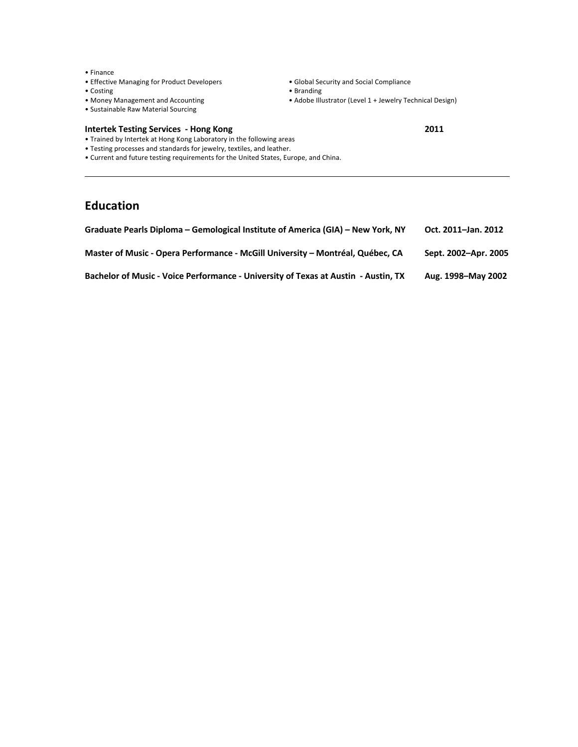- Finance
- Effective Managing for Product Developers
- Costing
- Money Management and Accounting
- Sustainable Raw Material Sourcing
- Global Security and Social Compliance
- Branding
- Adobe Illustrator (Level 1 + Jewelry Technical Design)

**Intertek Testing Services - Hong Kong** **2011**

- Trained by Intertek at Hong Kong Laboratory in the following areas
- Testing processes and standards for jewelry, textiles, and leather.
- Current and future testing requirements for the United States, Europe, and China.

---

## Education

**Graduate Pearls Diploma – Gemological Institute of America (GIA) – New York, NY** **Oct. 2011–Jan. 2012**

**Master of Music - Opera Performance - McGill University – Montréal, Québec, CA** **Sept. 2002–Apr. 2005**

**Bachelor of Music - Voice Performance - University of Texas at Austin - Austin, TX** **Aug. 1998–May 2002**